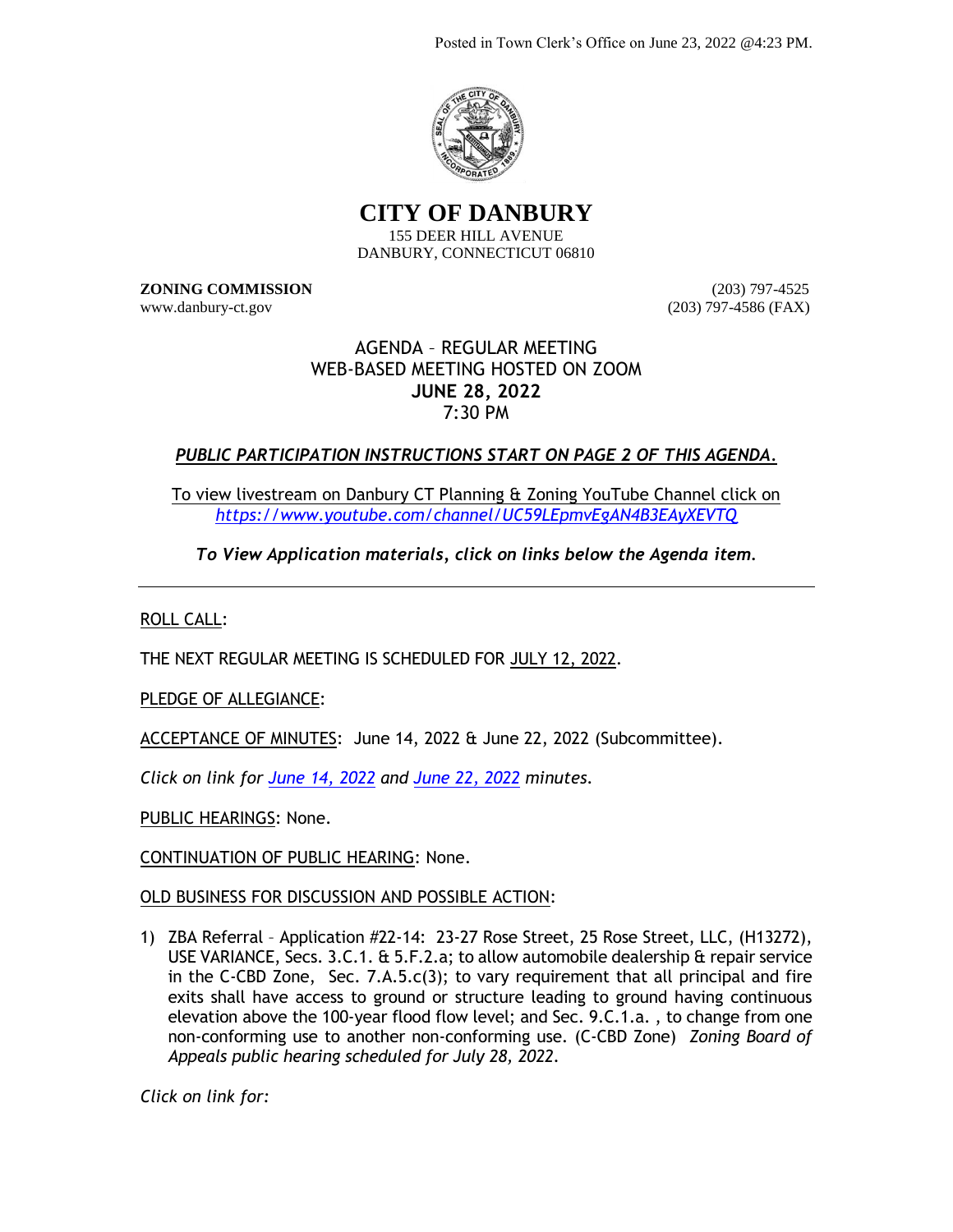Posted in Town Clerk's Office on June 23, 2022 @4:23 PM.

# CITY OF DANBURY

155 DEER HILL AVENUE
DANBURY, CONNECTICUT 06810

**ZONING COMMISSION** (203) 797-4525
www.danbury-ct.gov (203) 797-4586 (FAX)

## AGENDA – REGULAR MEETING
## WEB-BASED MEETING HOSTED ON ZOOM
## **JUNE 28, 2022**
## 7:30 PM

***PUBLIC PARTICIPATION INSTRUCTIONS START ON PAGE 2 OF THIS AGENDA.***

To view livestream on Danbury CT Planning & Zoning YouTube Channel click on *https://www.youtube.com/channel/UC59LEpmvEgAN4B3EAyXEVTQ*

*To View Application materials, click on links below the Agenda item.*

---

ROLL CALL:

THE NEXT REGULAR MEETING IS SCHEDULED FOR JULY 12, 2022.

PLEDGE OF ALLEGIANCE:

ACCEPTANCE OF MINUTES: June 14, 2022 & June 22, 2022 (Subcommittee).

*Click on link for June 14, 2022 and June 22, 2022 minutes.*

PUBLIC HEARINGS: None.

CONTINUATION OF PUBLIC HEARING: None.

OLD BUSINESS FOR DISCUSSION AND POSSIBLE ACTION:

1) ZBA Referral – Application #22-14: 23-27 Rose Street, 25 Rose Street, LLC, (H13272), USE VARIANCE, Secs. 3.C.1. & 5.F.2.a; to allow automobile dealership & repair service in the C-CBD Zone, Sec. 7.A.5.c(3); to vary requirement that all principal and fire exits shall have access to ground or structure leading to ground having continuous elevation above the 100-year flood flow level; and Sec. 9.C.1.a. , to change from one non-conforming use to another non-conforming use. (C-CBD Zone) *Zoning Board of Appeals public hearing scheduled for July 28, 2022.*

*Click on link for:*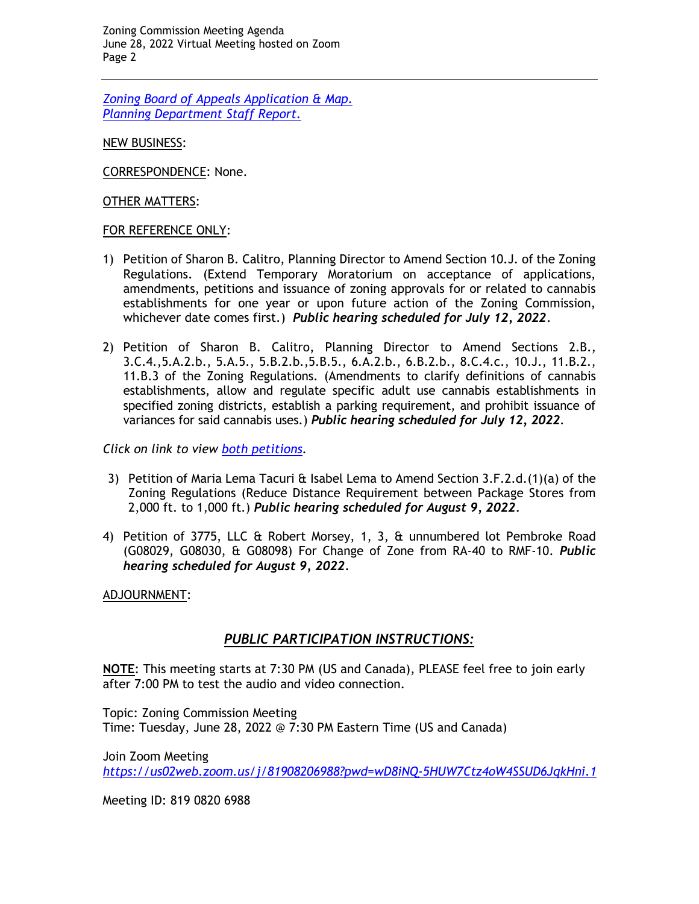*Zoning Board of Appeals Application & Map.*
*Planning Department Staff Report.*

NEW BUSINESS:

CORRESPONDENCE: None.

OTHER MATTERS:

FOR REFERENCE ONLY:

1) Petition of Sharon B. Calitro, Planning Director to Amend Section 10.J. of the Zoning Regulations. (Extend Temporary Moratorium on acceptance of applications, amendments, petitions and issuance of zoning approvals for or related to cannabis establishments for one year or upon future action of the Zoning Commission, whichever date comes first.) ***Public hearing scheduled for July 12, 2022.***

2) Petition of Sharon B. Calitro, Planning Director to Amend Sections 2.B., 3.C.4.,5.A.2.b., 5.A.5., 5.B.2.b.,5.B.5., 6.A.2.b., 6.B.2.b., 8.C.4.c., 10.J., 11.B.2., 11.B.3 of the Zoning Regulations. (Amendments to clarify definitions of cannabis establishments, allow and regulate specific adult use cannabis establishments in specified zoning districts, establish a parking requirement, and prohibit issuance of variances for said cannabis uses.) ***Public hearing scheduled for July 12, 2022.***

*Click on link to view both petitions.*

3) Petition of Maria Lema Tacuri & Isabel Lema to Amend Section 3.F.2.d.(1)(a) of the Zoning Regulations (Reduce Distance Requirement between Package Stores from 2,000 ft. to 1,000 ft.) ***Public hearing scheduled for August 9, 2022.***

4) Petition of 3775, LLC & Robert Morsey, 1, 3, & unnumbered lot Pembroke Road (G08029, G08030, & G08098) For Change of Zone from RA-40 to RMF-10. ***Public hearing scheduled for August 9, 2022.***

ADJOURNMENT:

## *PUBLIC PARTICIPATION INSTRUCTIONS:*

**NOTE**: This meeting starts at 7:30 PM (US and Canada), PLEASE feel free to join early after 7:00 PM to test the audio and video connection.

Topic: Zoning Commission Meeting
Time: Tuesday, June 28, 2022 @ 7:30 PM Eastern Time (US and Canada)

Join Zoom Meeting
*https://us02web.zoom.us/j/81908206988?pwd=wD8iNQ-5HUW7Ctz4oW4SSUD6JqkHni.1*

Meeting ID: 819 0820 6988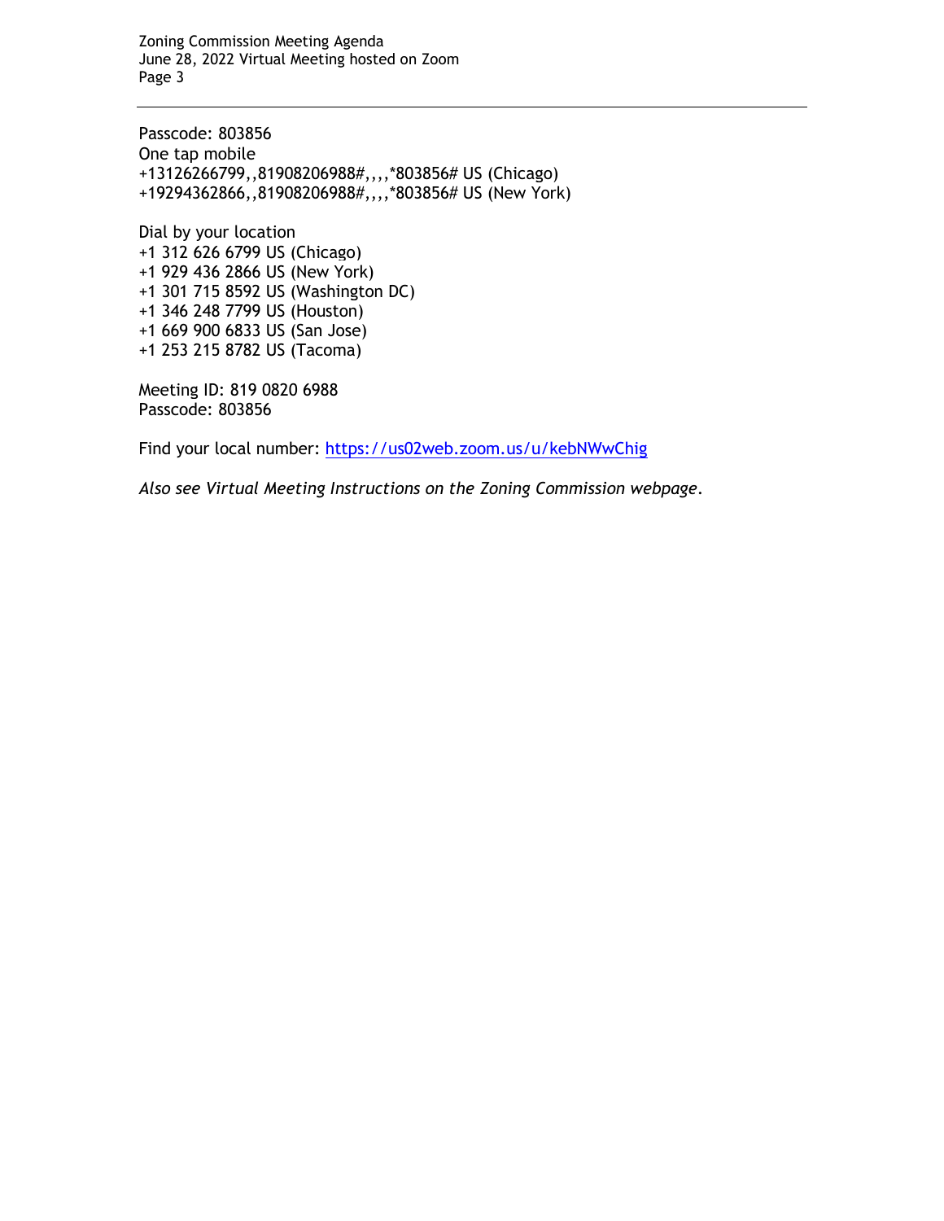Passcode: 803856
One tap mobile
+13126266799,,81908206988#,,,,*803856# US (Chicago)
+19294362866,,81908206988#,,,,*803856# US (New York)

Dial by your location
+1 312 626 6799 US (Chicago)
+1 929 436 2866 US (New York)
+1 301 715 8592 US (Washington DC)
+1 346 248 7799 US (Houston)
+1 669 900 6833 US (San Jose)
+1 253 215 8782 US (Tacoma)

Meeting ID: 819 0820 6988
Passcode: 803856

Find your local number: https://us02web.zoom.us/u/kebNWwChig

*Also see Virtual Meeting Instructions on the Zoning Commission webpage.*